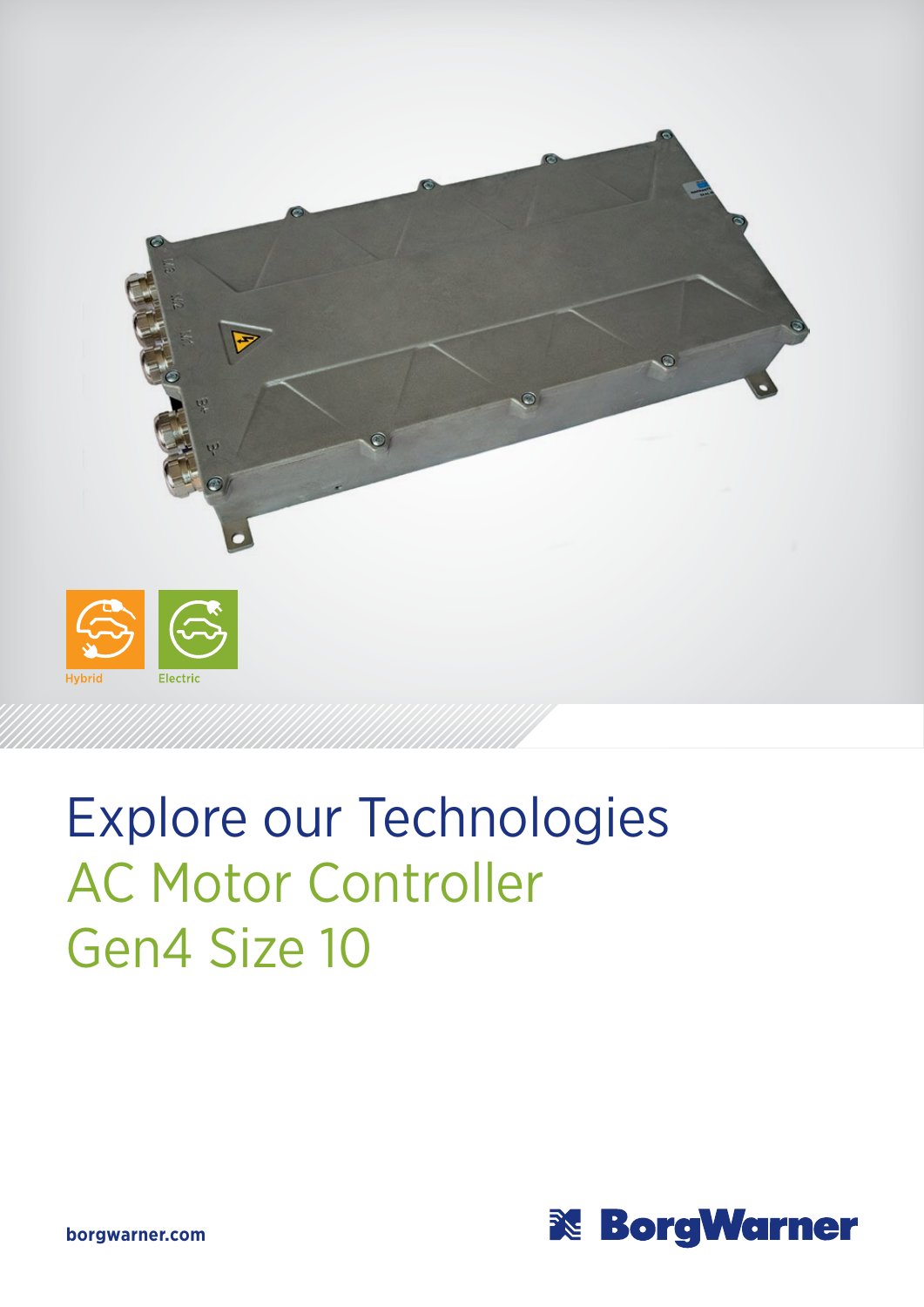Hybrid

Electric

# Explore our Technologies

## AC Motor Controller Gen4 Size 10

borgwarner.com

BorgWarner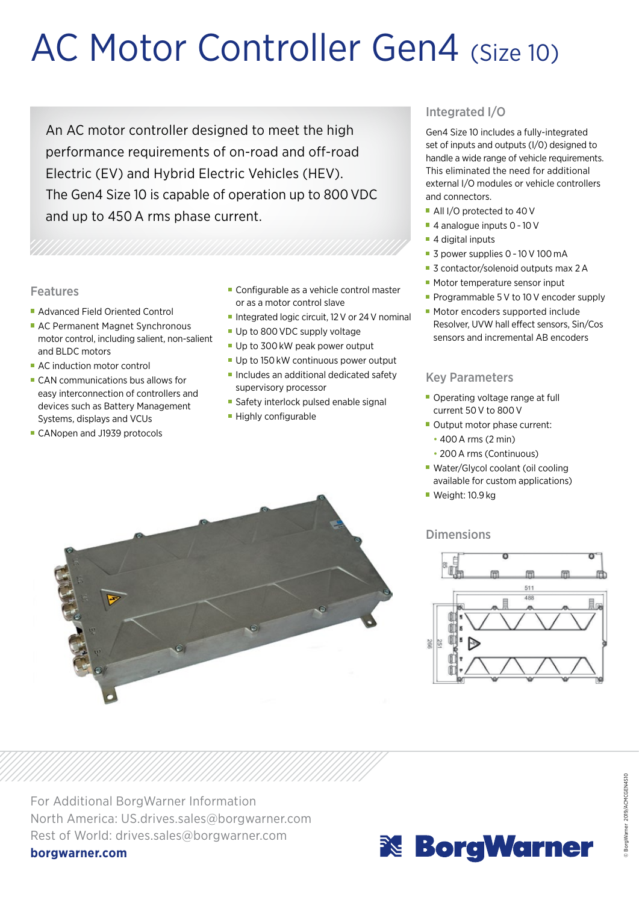# AC Motor Controller Gen4 (Size 10)

An AC motor controller designed to meet the high performance requirements of on-road and off-road Electric (EV) and Hybrid Electric Vehicles (HEV). The Gen4 Size 10 is capable of operation up to 800 VDC and up to 450 A rms phase current.

## Features

- Advanced Field Oriented Control
- AC Permanent Magnet Synchronous motor control, including salient, non-salient and BLDC motors
- AC induction motor control
- CAN communications bus allows for easy interconnection of controllers and devices such as Battery Management Systems, displays and VCUs
- CANopen and J1939 protocols
- Configurable as a vehicle control master or as a motor control slave
- Integrated logic circuit, 12 V or 24 V nominal
- Up to 800 VDC supply voltage
- Up to 300 kW peak power output
- Up to 150 kW continuous power output
- Includes an additional dedicated safety supervisory processor
- Safety interlock pulsed enable signal
- Highly configurable

## Integrated I/O

Gen4 Size 10 includes a fully-integrated set of inputs and outputs (I/O) designed to handle a wide range of vehicle requirements. This eliminated the need for additional external I/O modules or vehicle controllers and connectors.

- All I/O protected to 40 V
- 4 analogue inputs 0 - 10 V
- 4 digital inputs
- 3 power supplies 0 - 10 V 100 mA
- 3 contactor/solenoid outputs max 2 A
- Motor temperature sensor input
- Programmable 5 V to 10 V encoder supply
- Motor encoders supported include Resolver, UVW hall effect sensors, Sin/Cos sensors and incremental AB encoders

## Key Parameters

- Operating voltage range at full current 50 V to 800 V
- Output motor phase current:
  - 400 A rms (2 min)
  - 200 A rms (Continuous)
- Water/Glycol coolant (oil cooling available for custom applications)
- Weight: 10.9 kg

## Dimensions

85

511

488

266

251

For Additional BorgWarner Information
North America: US.drives.sales@borgwarner.com
Rest of World: drives.sales@borgwarner.com
**borgwarner.com**

BorgWarner

© BorgWarner 2019/ACMCGEN4S10